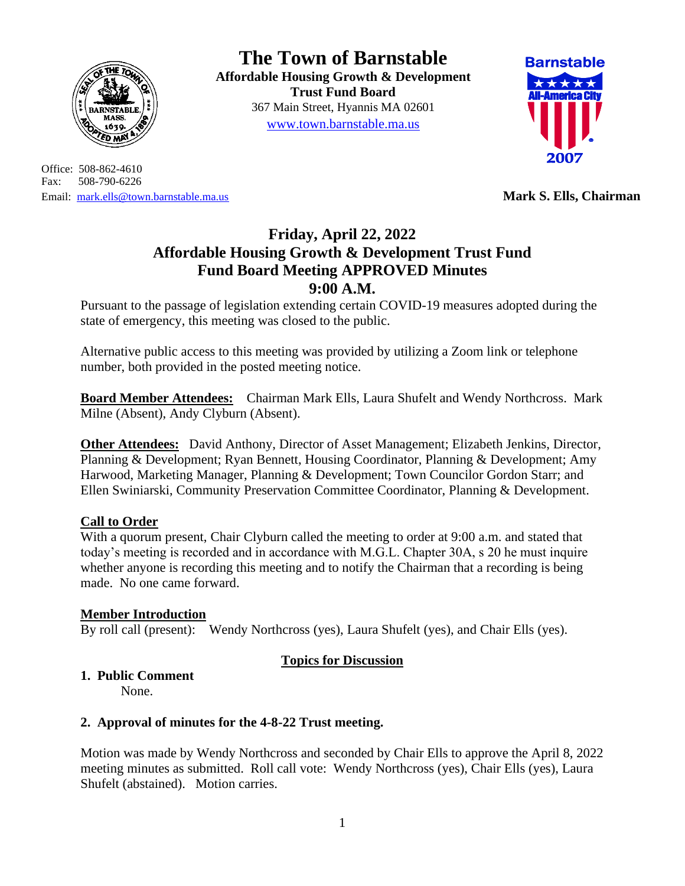# The Town of Barnstable

**Affordable Housing Growth & Development Trust Fund Board**
367 Main Street, Hyannis MA 02601
www.town.barnstable.ma.us

Office: 508-862-4610
Fax: 508-790-6226
Email: mark.ells@town.barnstable.ma.us

**Mark S. Ells, Chairman**

## Friday, April 22, 2022
## Affordable Housing Growth & Development Trust Fund
## Fund Board Meeting APPROVED Minutes
## 9:00 A.M.

Pursuant to the passage of legislation extending certain COVID-19 measures adopted during the state of emergency, this meeting was closed to the public.

Alternative public access to this meeting was provided by utilizing a Zoom link or telephone number, both provided in the posted meeting notice.

**Board Member Attendees:** Chairman Mark Ells, Laura Shufelt and Wendy Northcross. Mark Milne (Absent), Andy Clyburn (Absent).

**Other Attendees:** David Anthony, Director of Asset Management; Elizabeth Jenkins, Director, Planning & Development; Ryan Bennett, Housing Coordinator, Planning & Development; Amy Harwood, Marketing Manager, Planning & Development; Town Councilor Gordon Starr; and Ellen Swiniarski, Community Preservation Committee Coordinator, Planning & Development.

**Call to Order**
With a quorum present, Chair Clyburn called the meeting to order at 9:00 a.m. and stated that today's meeting is recorded and in accordance with M.G.L. Chapter 30A, s 20 he must inquire whether anyone is recording this meeting and to notify the Chairman that a recording is being made. No one came forward.

**Member Introduction**
By roll call (present): Wendy Northcross (yes), Laura Shufelt (yes), and Chair Ells (yes).

**Topics for Discussion**

**1. Public Comment**
None.

**2. Approval of minutes for the 4-8-22 Trust meeting.**

Motion was made by Wendy Northcross and seconded by Chair Ells to approve the April 8, 2022 meeting minutes as submitted. Roll call vote: Wendy Northcross (yes), Chair Ells (yes), Laura Shufelt (abstained). Motion carries.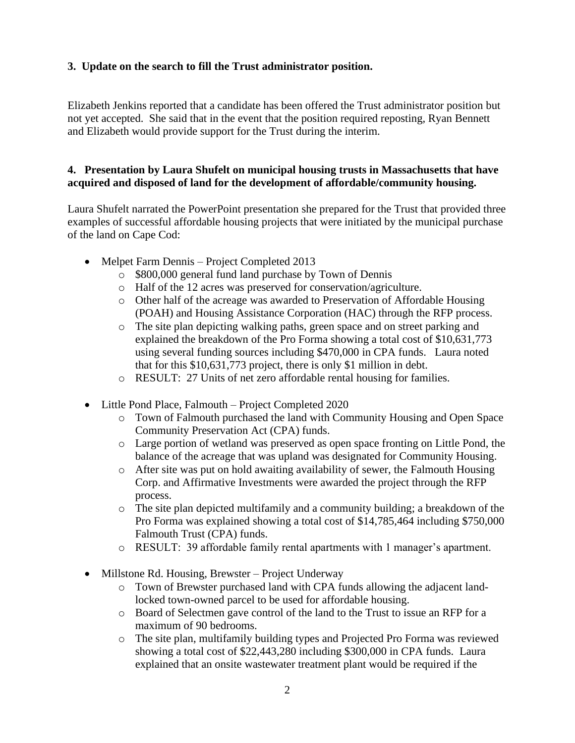**3. Update on the search to fill the Trust administrator position.**

Elizabeth Jenkins reported that a candidate has been offered the Trust administrator position but not yet accepted. She said that in the event that the position required reposting, Ryan Bennett and Elizabeth would provide support for the Trust during the interim.

**4. Presentation by Laura Shufelt on municipal housing trusts in Massachusetts that have acquired and disposed of land for the development of affordable/community housing.**

Laura Shufelt narrated the PowerPoint presentation she prepared for the Trust that provided three examples of successful affordable housing projects that were initiated by the municipal purchase of the land on Cape Cod:

- Melpet Farm Dennis – Project Completed 2013
  - $800,000 general fund land purchase by Town of Dennis
  - Half of the 12 acres was preserved for conservation/agriculture.
  - Other half of the acreage was awarded to Preservation of Affordable Housing (POAH) and Housing Assistance Corporation (HAC) through the RFP process.
  - The site plan depicting walking paths, green space and on street parking and explained the breakdown of the Pro Forma showing a total cost of $10,631,773 using several funding sources including $470,000 in CPA funds. Laura noted that for this $10,631,773 project, there is only $1 million in debt.
  - RESULT: 27 Units of net zero affordable rental housing for families.
- Little Pond Place, Falmouth – Project Completed 2020
  - Town of Falmouth purchased the land with Community Housing and Open Space Community Preservation Act (CPA) funds.
  - Large portion of wetland was preserved as open space fronting on Little Pond, the balance of the acreage that was upland was designated for Community Housing.
  - After site was put on hold awaiting availability of sewer, the Falmouth Housing Corp. and Affirmative Investments were awarded the project through the RFP process.
  - The site plan depicted multifamily and a community building; a breakdown of the Pro Forma was explained showing a total cost of $14,785,464 including $750,000 Falmouth Trust (CPA) funds.
  - RESULT: 39 affordable family rental apartments with 1 manager's apartment.
- Millstone Rd. Housing, Brewster – Project Underway
  - Town of Brewster purchased land with CPA funds allowing the adjacent land-locked town-owned parcel to be used for affordable housing.
  - Board of Selectmen gave control of the land to the Trust to issue an RFP for a maximum of 90 bedrooms.
  - The site plan, multifamily building types and Projected Pro Forma was reviewed showing a total cost of $22,443,280 including $300,000 in CPA funds. Laura explained that an onsite wastewater treatment plant would be required if the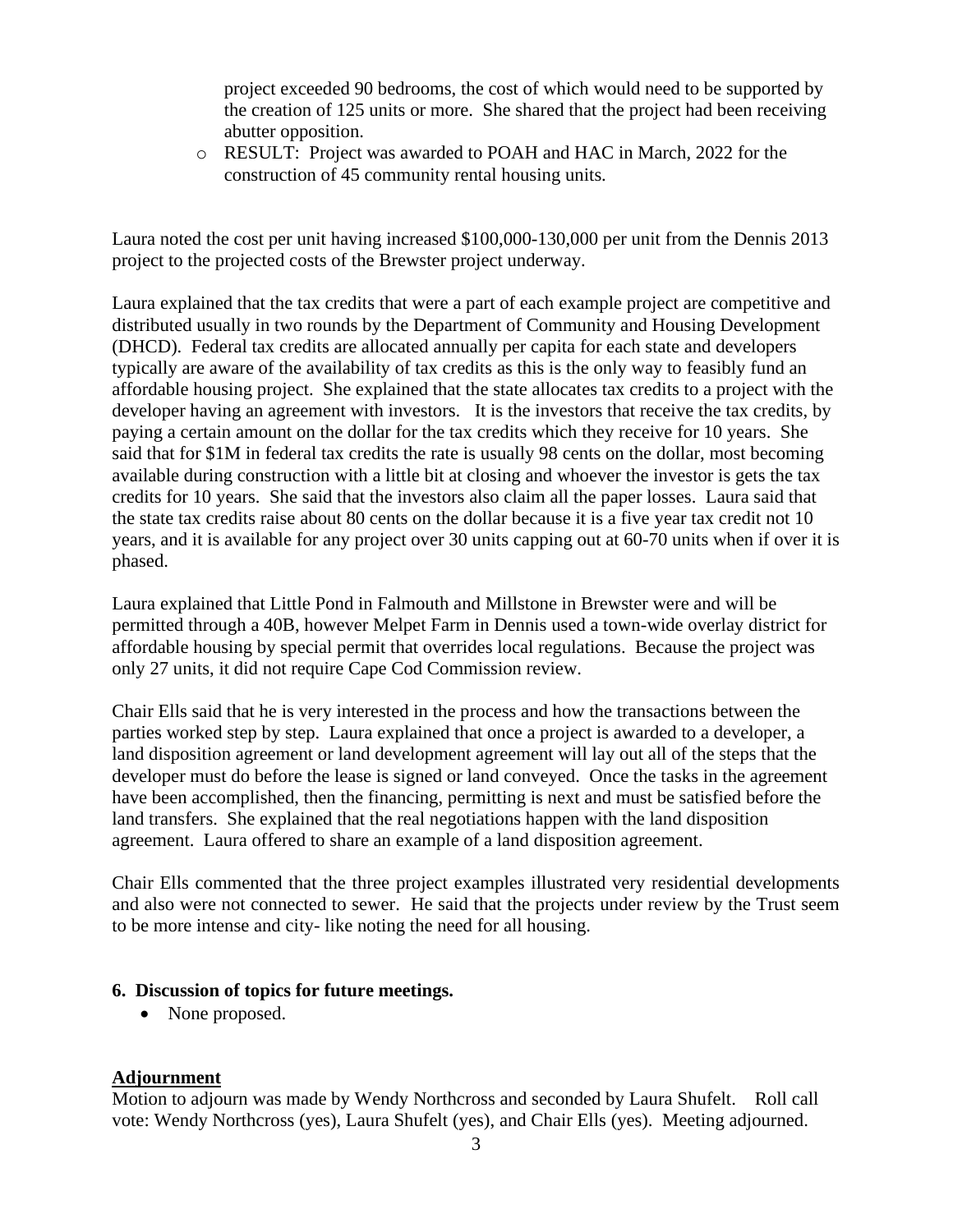project exceeded 90 bedrooms, the cost of which would need to be supported by the creation of 125 units or more. She shared that the project had been receiving abutter opposition.

- RESULT: Project was awarded to POAH and HAC in March, 2022 for the construction of 45 community rental housing units.

Laura noted the cost per unit having increased $100,000-130,000 per unit from the Dennis 2013 project to the projected costs of the Brewster project underway.

Laura explained that the tax credits that were a part of each example project are competitive and distributed usually in two rounds by the Department of Community and Housing Development (DHCD). Federal tax credits are allocated annually per capita for each state and developers typically are aware of the availability of tax credits as this is the only way to feasibly fund an affordable housing project. She explained that the state allocates tax credits to a project with the developer having an agreement with investors. It is the investors that receive the tax credits, by paying a certain amount on the dollar for the tax credits which they receive for 10 years. She said that for $1M in federal tax credits the rate is usually 98 cents on the dollar, most becoming available during construction with a little bit at closing and whoever the investor is gets the tax credits for 10 years. She said that the investors also claim all the paper losses. Laura said that the state tax credits raise about 80 cents on the dollar because it is a five year tax credit not 10 years, and it is available for any project over 30 units capping out at 60-70 units when if over it is phased.

Laura explained that Little Pond in Falmouth and Millstone in Brewster were and will be permitted through a 40B, however Melpet Farm in Dennis used a town-wide overlay district for affordable housing by special permit that overrides local regulations. Because the project was only 27 units, it did not require Cape Cod Commission review.

Chair Ells said that he is very interested in the process and how the transactions between the parties worked step by step. Laura explained that once a project is awarded to a developer, a land disposition agreement or land development agreement will lay out all of the steps that the developer must do before the lease is signed or land conveyed. Once the tasks in the agreement have been accomplished, then the financing, permitting is next and must be satisfied before the land transfers. She explained that the real negotiations happen with the land disposition agreement. Laura offered to share an example of a land disposition agreement.

Chair Ells commented that the three project examples illustrated very residential developments and also were not connected to sewer. He said that the projects under review by the Trust seem to be more intense and city- like noting the need for all housing.

**6. Discussion of topics for future meetings.**

- None proposed.

**Adjournment**

Motion to adjourn was made by Wendy Northcross and seconded by Laura Shufelt. Roll call vote: Wendy Northcross (yes), Laura Shufelt (yes), and Chair Ells (yes). Meeting adjourned.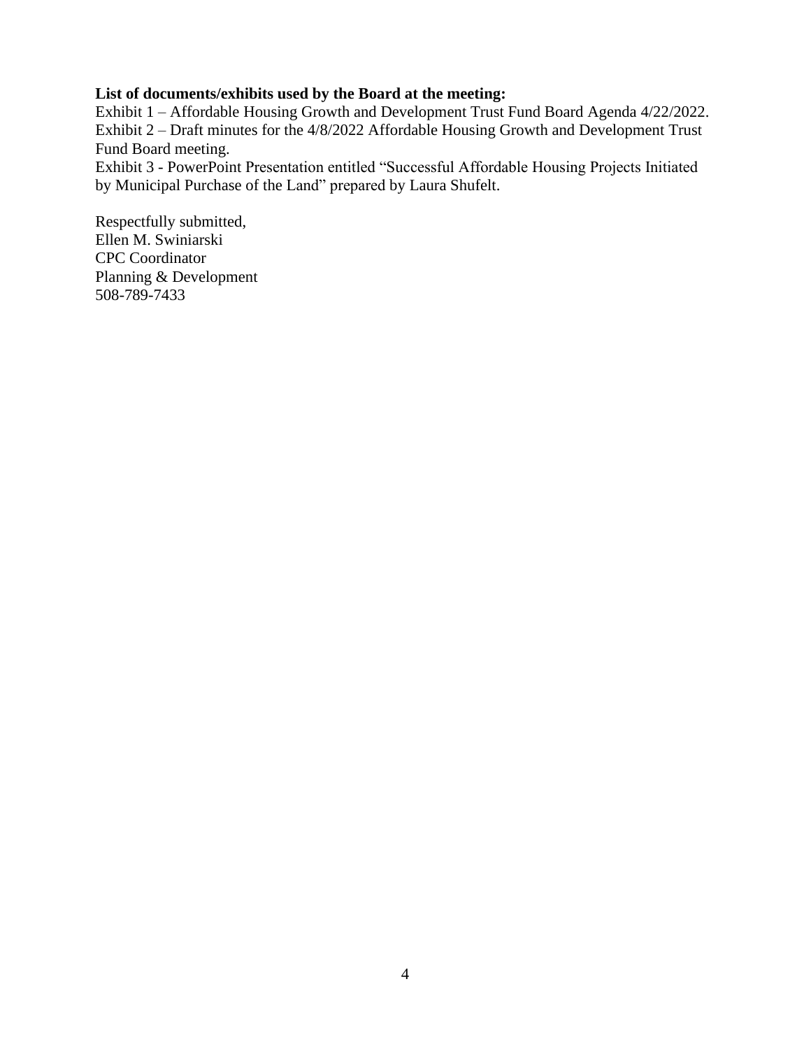**List of documents/exhibits used by the Board at the meeting:**

Exhibit 1 – Affordable Housing Growth and Development Trust Fund Board Agenda 4/22/2022.
Exhibit 2 – Draft minutes for the 4/8/2022 Affordable Housing Growth and Development Trust Fund Board meeting.
Exhibit 3 - PowerPoint Presentation entitled "Successful Affordable Housing Projects Initiated by Municipal Purchase of the Land" prepared by Laura Shufelt.

Respectfully submitted,
Ellen M. Swiniarski
CPC Coordinator
Planning & Development
508-789-7433